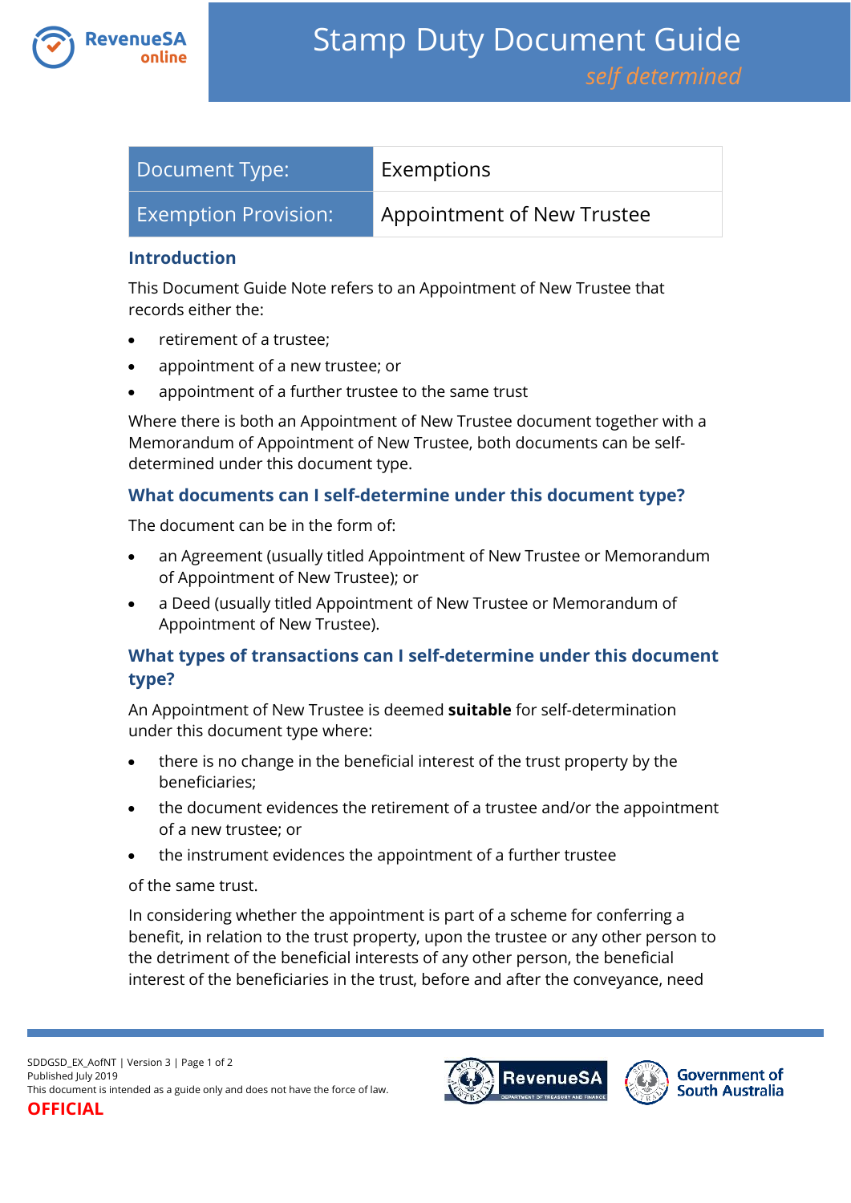# Stamp Duty Document Guide

*self determined*

| Document Type: | Exemptions |
|---|---|
| Exemption Provision: | Appointment of New Trustee |

## Introduction

This Document Guide Note refers to an Appointment of New Trustee that records either the:

- retirement of a trustee;
- appointment of a new trustee; or
- appointment of a further trustee to the same trust

Where there is both an Appointment of New Trustee document together with a Memorandum of Appointment of New Trustee, both documents can be self-determined under this document type.

## What documents can I self-determine under this document type?

The document can be in the form of:

- an Agreement (usually titled Appointment of New Trustee or Memorandum of Appointment of New Trustee); or
- a Deed (usually titled Appointment of New Trustee or Memorandum of Appointment of New Trustee).

## What types of transactions can I self-determine under this document type?

An Appointment of New Trustee is deemed **suitable** for self-determination under this document type where:

- there is no change in the beneficial interest of the trust property by the beneficiaries;
- the document evidences the retirement of a trustee and/or the appointment of a new trustee; or
- the instrument evidences the appointment of a further trustee

of the same trust.

In considering whether the appointment is part of a scheme for conferring a benefit, in relation to the trust property, upon the trustee or any other person to the detriment of the beneficial interests of any other person, the beneficial interest of the beneficiaries in the trust, before and after the conveyance, need

SDDGSD_EX_AofNT | Version 3
Published July 2019
This document is intended as a guide only and does not have the force of law.
OFFICIAL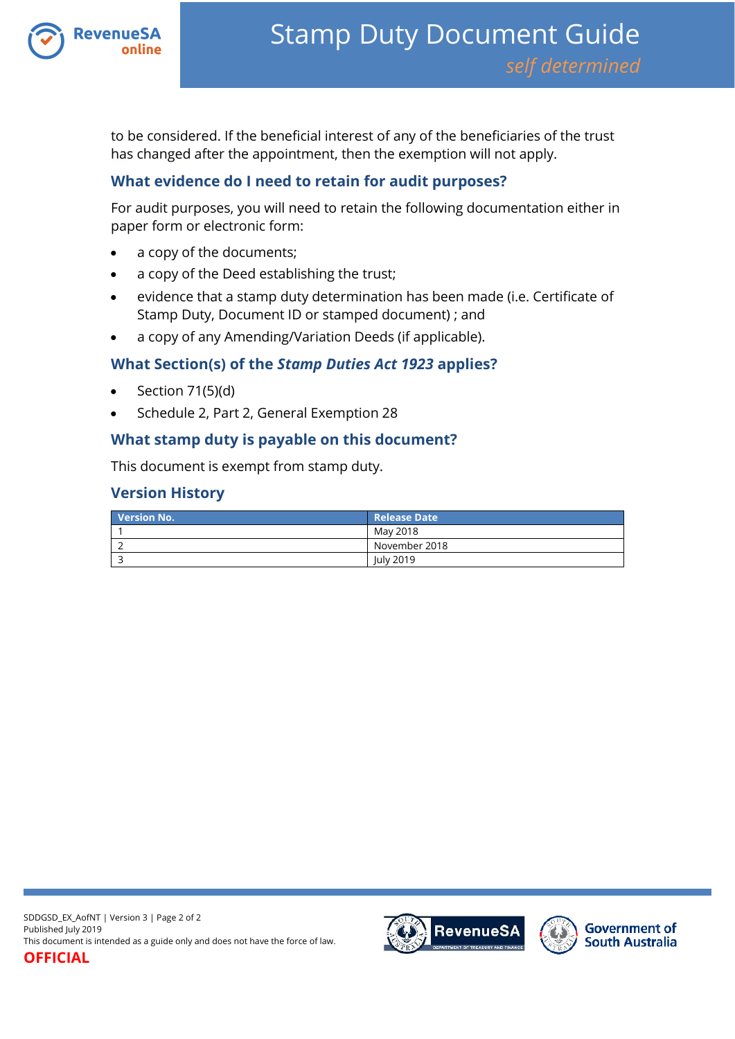to be considered. If the beneficial interest of any of the beneficiaries of the trust has changed after the appointment, then the exemption will not apply.

## What evidence do I need to retain for audit purposes?

For audit purposes, you will need to retain the following documentation either in paper form or electronic form:

- a copy of the documents;
- a copy of the Deed establishing the trust;
- evidence that a stamp duty determination has been made (i.e. Certificate of Stamp Duty, Document ID or stamped document) ; and
- a copy of any Amending/Variation Deeds (if applicable).

## What Section(s) of the *Stamp Duties Act 1923* applies?

- Section 71(5)(d)
- Schedule 2, Part 2, General Exemption 28

## What stamp duty is payable on this document?

This document is exempt from stamp duty.

## Version History

| Version No. | Release Date |
| --- | --- |
| 1 | May 2018 |
| 2 | November 2018 |
| 3 | July 2019 |

SDDGSD_EX_AofNT | Version 3 | Page 2 of 2
Published July 2019
This document is intended as a guide only and does not have the force of law.
OFFICIAL